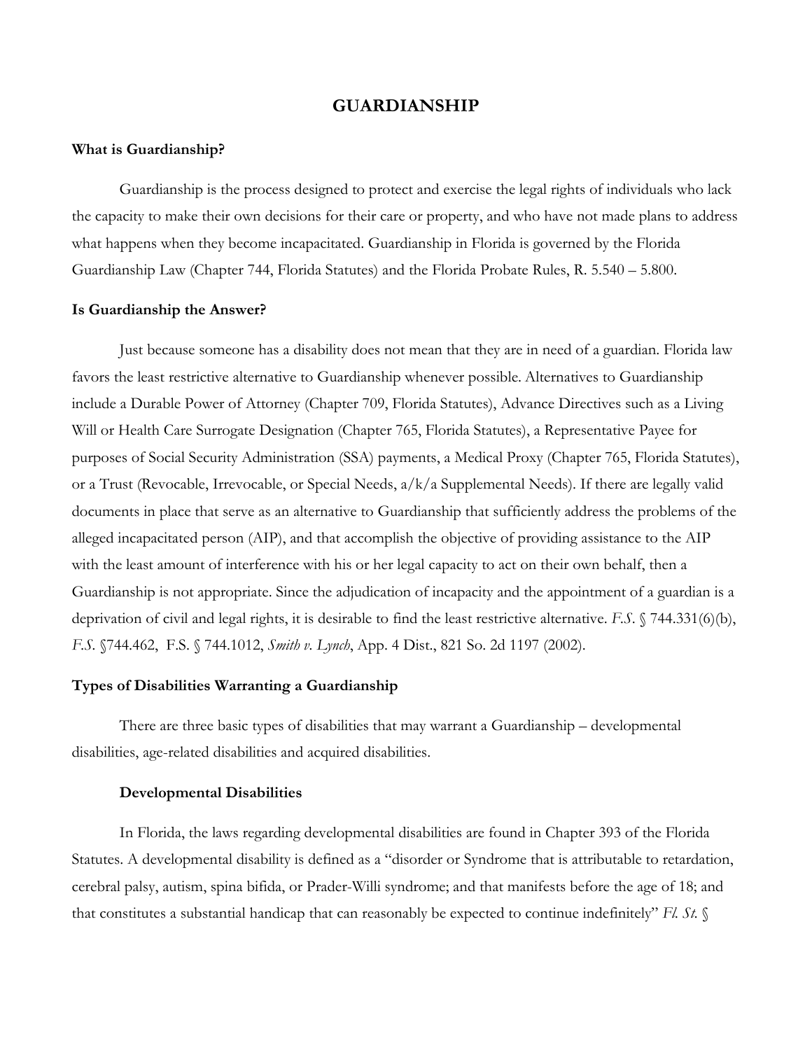# GUARDIANSHIP

## What is Guardianship?

Guardianship is the process designed to protect and exercise the legal rights of individuals who lack the capacity to make their own decisions for their care or property, and who have not made plans to address what happens when they become incapacitated. Guardianship in Florida is governed by the Florida Guardianship Law (Chapter 744, Florida Statutes) and the Florida Probate Rules, R. 5.540 – 5.800.

## Is Guardianship the Answer?

Just because someone has a disability does not mean that they are in need of a guardian. Florida law favors the least restrictive alternative to Guardianship whenever possible. Alternatives to Guardianship include a Durable Power of Attorney (Chapter 709, Florida Statutes), Advance Directives such as a Living Will or Health Care Surrogate Designation (Chapter 765, Florida Statutes), a Representative Payee for purposes of Social Security Administration (SSA) payments, a Medical Proxy (Chapter 765, Florida Statutes), or a Trust (Revocable, Irrevocable, or Special Needs, a/k/a Supplemental Needs). If there are legally valid documents in place that serve as an alternative to Guardianship that sufficiently address the problems of the alleged incapacitated person (AIP), and that accomplish the objective of providing assistance to the AIP with the least amount of interference with his or her legal capacity to act on their own behalf, then a Guardianship is not appropriate. Since the adjudication of incapacity and the appointment of a guardian is a deprivation of civil and legal rights, it is desirable to find the least restrictive alternative. *F.S.* § 744.331(6)(b), *F.S.* §744.462, F.S. § 744.1012, *Smith v. Lynch*, App. 4 Dist., 821 So. 2d 1197 (2002).

## Types of Disabilities Warranting a Guardianship

There are three basic types of disabilities that may warrant a Guardianship – developmental disabilities, age-related disabilities and acquired disabilities.

### Developmental Disabilities

In Florida, the laws regarding developmental disabilities are found in Chapter 393 of the Florida Statutes. A developmental disability is defined as a "disorder or Syndrome that is attributable to retardation, cerebral palsy, autism, spina bifida, or Prader-Willi syndrome; and that manifests before the age of 18; and that constitutes a substantial handicap that can reasonably be expected to continue indefinitely" *Fl. St.* §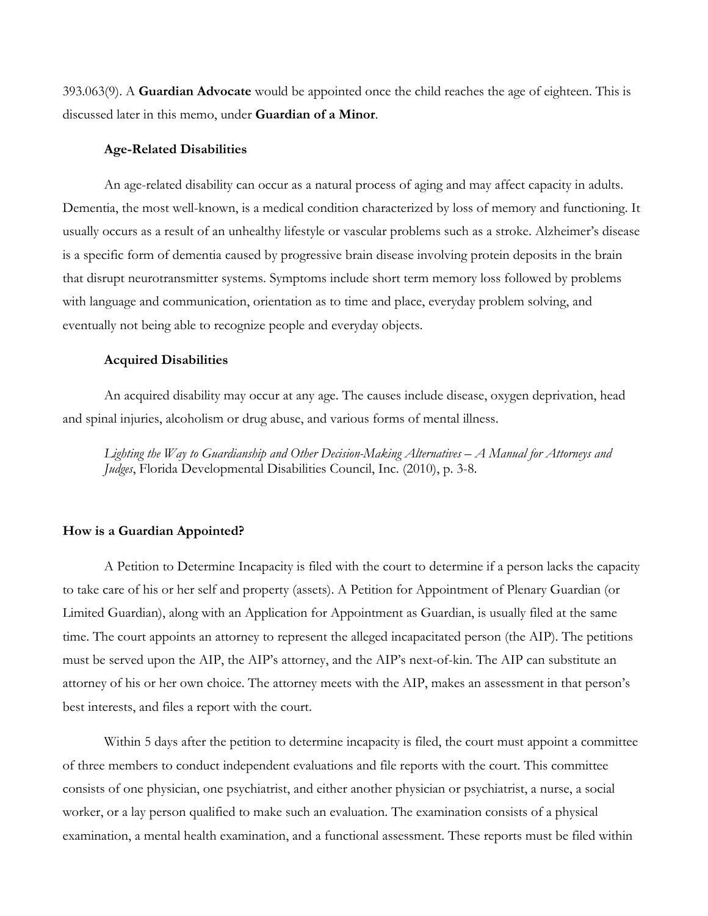393.063(9). A **Guardian Advocate** would be appointed once the child reaches the age of eighteen. This is discussed later in this memo, under **Guardian of a Minor**.

### Age-Related Disabilities

An age-related disability can occur as a natural process of aging and may affect capacity in adults. Dementia, the most well-known, is a medical condition characterized by loss of memory and functioning. It usually occurs as a result of an unhealthy lifestyle or vascular problems such as a stroke. Alzheimer's disease is a specific form of dementia caused by progressive brain disease involving protein deposits in the brain that disrupt neurotransmitter systems. Symptoms include short term memory loss followed by problems with language and communication, orientation as to time and place, everyday problem solving, and eventually not being able to recognize people and everyday objects.

### Acquired Disabilities

An acquired disability may occur at any age. The causes include disease, oxygen deprivation, head and spinal injuries, alcoholism or drug abuse, and various forms of mental illness.

> *Lighting the Way to Guardianship and Other Decision-Making Alternatives – A Manual for Attorneys and Judges*, Florida Developmental Disabilities Council, Inc. (2010), p. 3-8.

## How is a Guardian Appointed?

A Petition to Determine Incapacity is filed with the court to determine if a person lacks the capacity to take care of his or her self and property (assets). A Petition for Appointment of Plenary Guardian (or Limited Guardian), along with an Application for Appointment as Guardian, is usually filed at the same time. The court appoints an attorney to represent the alleged incapacitated person (the AIP). The petitions must be served upon the AIP, the AIP's attorney, and the AIP's next-of-kin. The AIP can substitute an attorney of his or her own choice. The attorney meets with the AIP, makes an assessment in that person's best interests, and files a report with the court.

Within 5 days after the petition to determine incapacity is filed, the court must appoint a committee of three members to conduct independent evaluations and file reports with the court. This committee consists of one physician, one psychiatrist, and either another physician or psychiatrist, a nurse, a social worker, or a lay person qualified to make such an evaluation. The examination consists of a physical examination, a mental health examination, and a functional assessment. These reports must be filed within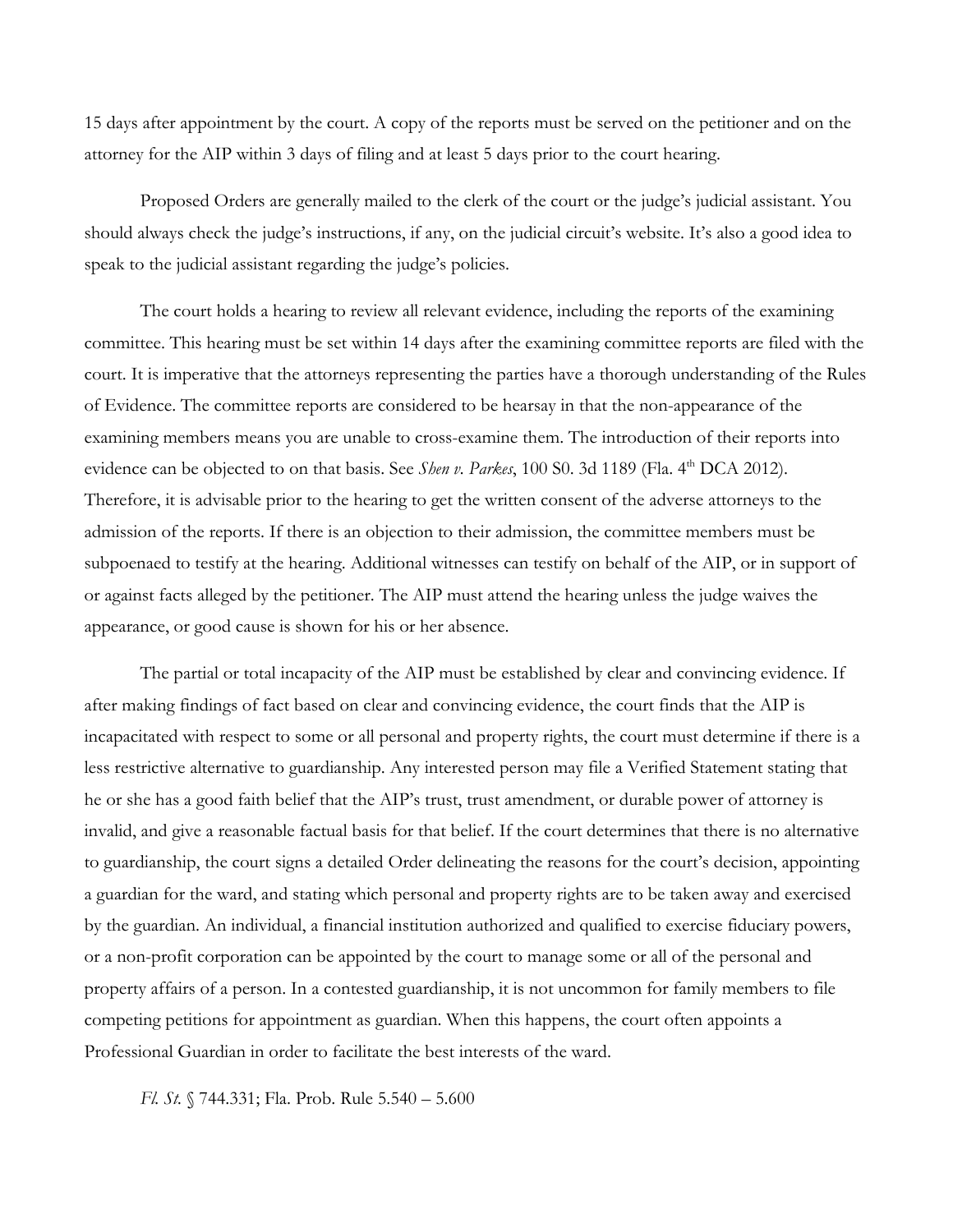15 days after appointment by the court. A copy of the reports must be served on the petitioner and on the attorney for the AIP within 3 days of filing and at least 5 days prior to the court hearing.

Proposed Orders are generally mailed to the clerk of the court or the judge's judicial assistant. You should always check the judge's instructions, if any, on the judicial circuit's website. It's also a good idea to speak to the judicial assistant regarding the judge's policies.

The court holds a hearing to review all relevant evidence, including the reports of the examining committee. This hearing must be set within 14 days after the examining committee reports are filed with the court. It is imperative that the attorneys representing the parties have a thorough understanding of the Rules of Evidence. The committee reports are considered to be hearsay in that the non-appearance of the examining members means you are unable to cross-examine them. The introduction of their reports into evidence can be objected to on that basis. See *Shen v. Parkes*, 100 S0. 3d 1189 (Fla. 4th DCA 2012). Therefore, it is advisable prior to the hearing to get the written consent of the adverse attorneys to the admission of the reports. If there is an objection to their admission, the committee members must be subpoenaed to testify at the hearing. Additional witnesses can testify on behalf of the AIP, or in support of or against facts alleged by the petitioner. The AIP must attend the hearing unless the judge waives the appearance, or good cause is shown for his or her absence.

The partial or total incapacity of the AIP must be established by clear and convincing evidence. If after making findings of fact based on clear and convincing evidence, the court finds that the AIP is incapacitated with respect to some or all personal and property rights, the court must determine if there is a less restrictive alternative to guardianship. Any interested person may file a Verified Statement stating that he or she has a good faith belief that the AIP's trust, trust amendment, or durable power of attorney is invalid, and give a reasonable factual basis for that belief. If the court determines that there is no alternative to guardianship, the court signs a detailed Order delineating the reasons for the court's decision, appointing a guardian for the ward, and stating which personal and property rights are to be taken away and exercised by the guardian. An individual, a financial institution authorized and qualified to exercise fiduciary powers, or a non-profit corporation can be appointed by the court to manage some or all of the personal and property affairs of a person. In a contested guardianship, it is not uncommon for family members to file competing petitions for appointment as guardian. When this happens, the court often appoints a Professional Guardian in order to facilitate the best interests of the ward.

*Fl. St.* § 744.331; Fla. Prob. Rule 5.540 – 5.600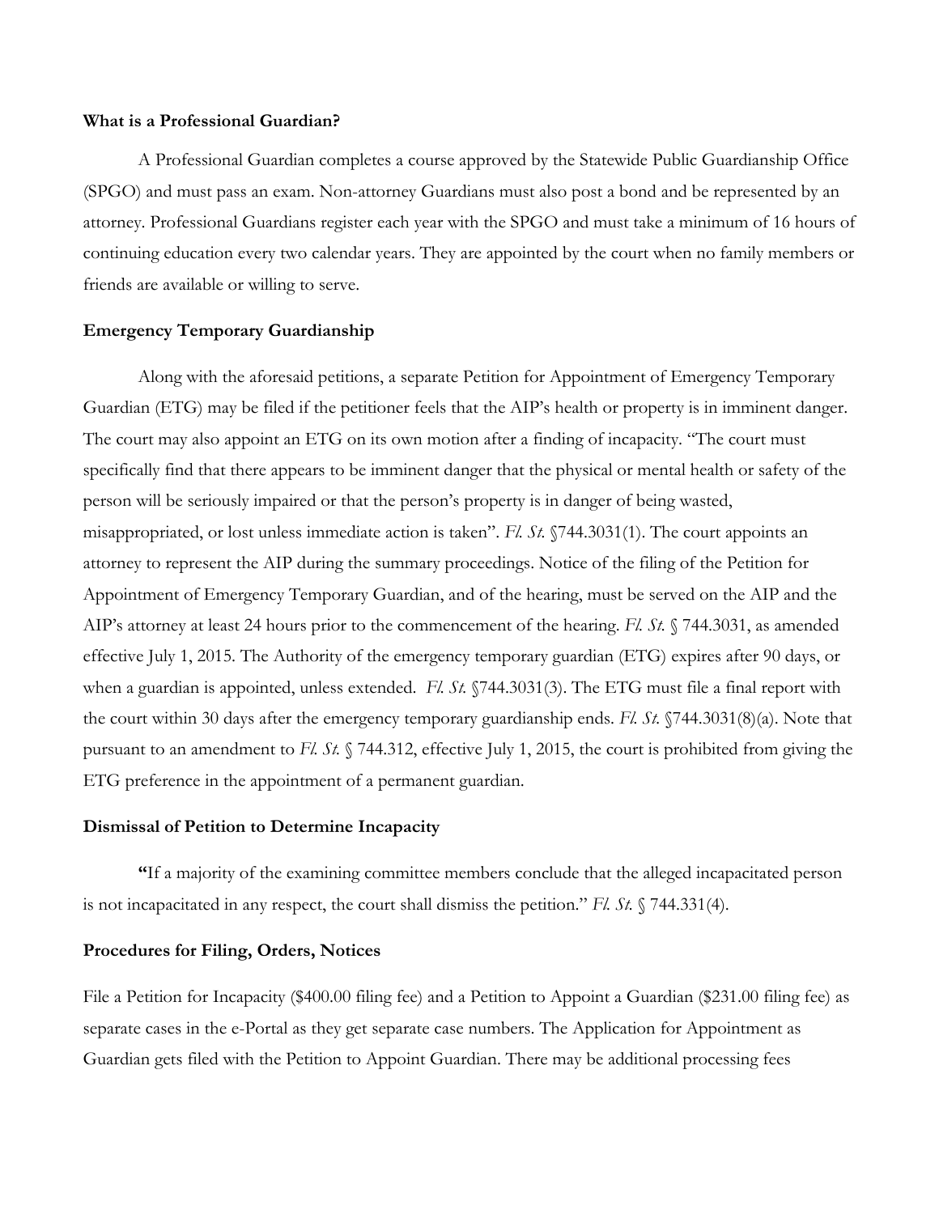**What is a Professional Guardian?**

A Professional Guardian completes a course approved by the Statewide Public Guardianship Office (SPGO) and must pass an exam. Non-attorney Guardians must also post a bond and be represented by an attorney. Professional Guardians register each year with the SPGO and must take a minimum of 16 hours of continuing education every two calendar years. They are appointed by the court when no family members or friends are available or willing to serve.

**Emergency Temporary Guardianship**

Along with the aforesaid petitions, a separate Petition for Appointment of Emergency Temporary Guardian (ETG) may be filed if the petitioner feels that the AIP's health or property is in imminent danger. The court may also appoint an ETG on its own motion after a finding of incapacity. "The court must specifically find that there appears to be imminent danger that the physical or mental health or safety of the person will be seriously impaired or that the person's property is in danger of being wasted, misappropriated, or lost unless immediate action is taken". *Fl. St.* §744.3031(1). The court appoints an attorney to represent the AIP during the summary proceedings. Notice of the filing of the Petition for Appointment of Emergency Temporary Guardian, and of the hearing, must be served on the AIP and the AIP's attorney at least 24 hours prior to the commencement of the hearing. *Fl. St.* § 744.3031, as amended effective July 1, 2015. The Authority of the emergency temporary guardian (ETG) expires after 90 days, or when a guardian is appointed, unless extended. *Fl. St.* §744.3031(3). The ETG must file a final report with the court within 30 days after the emergency temporary guardianship ends. *Fl. St.* §744.3031(8)(a). Note that pursuant to an amendment to *Fl. St.* § 744.312, effective July 1, 2015, the court is prohibited from giving the ETG preference in the appointment of a permanent guardian.

**Dismissal of Petition to Determine Incapacity**

**"**If a majority of the examining committee members conclude that the alleged incapacitated person is not incapacitated in any respect, the court shall dismiss the petition." *Fl. St.* § 744.331(4).

**Procedures for Filing, Orders, Notices**

File a Petition for Incapacity ($400.00 filing fee) and a Petition to Appoint a Guardian ($231.00 filing fee) as separate cases in the e-Portal as they get separate case numbers. The Application for Appointment as Guardian gets filed with the Petition to Appoint Guardian. There may be additional processing fees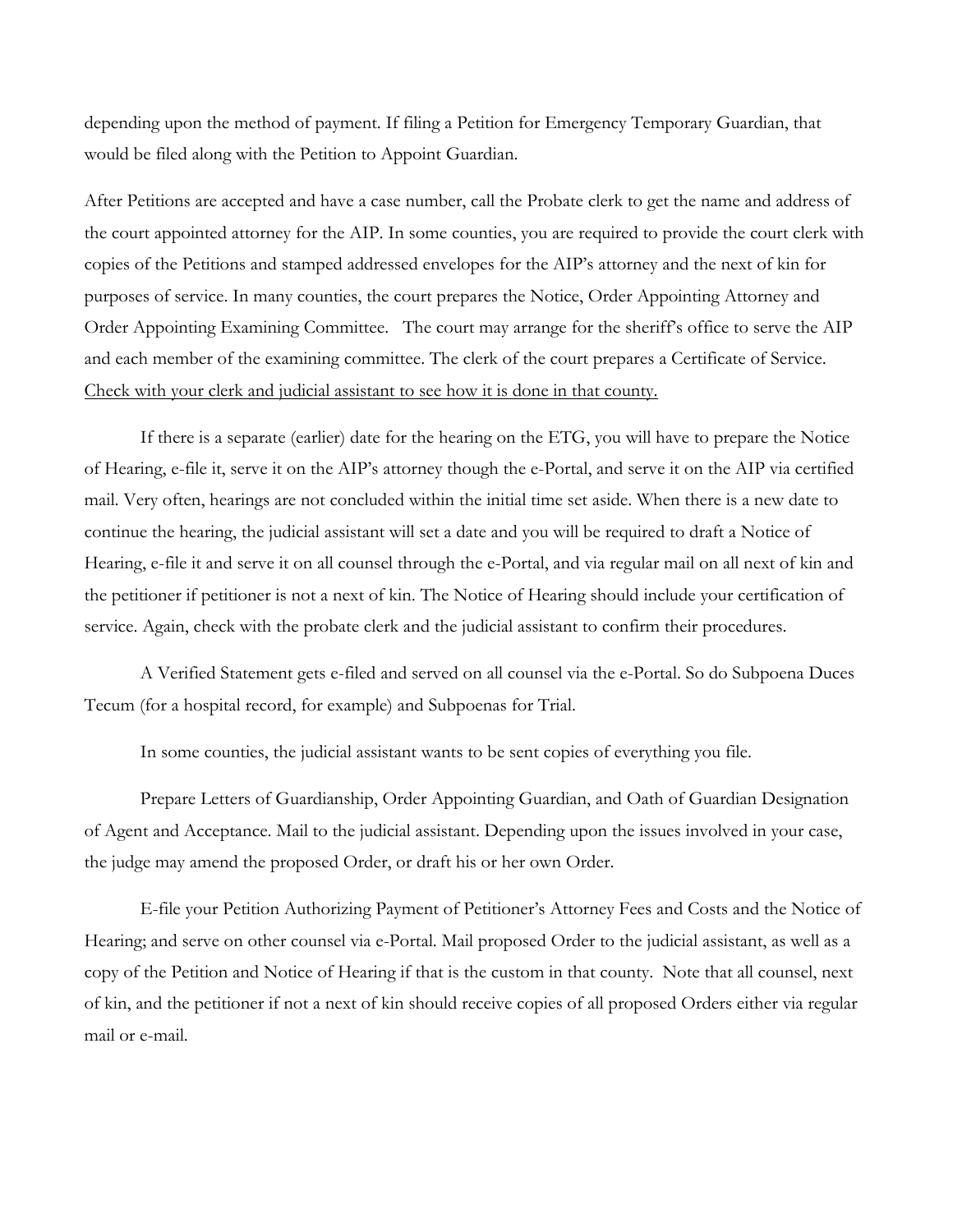depending upon the method of payment. If filing a Petition for Emergency Temporary Guardian, that would be filed along with the Petition to Appoint Guardian.

After Petitions are accepted and have a case number, call the Probate clerk to get the name and address of the court appointed attorney for the AIP. In some counties, you are required to provide the court clerk with copies of the Petitions and stamped addressed envelopes for the AIP's attorney and the next of kin for purposes of service. In many counties, the court prepares the Notice, Order Appointing Attorney and Order Appointing Examining Committee. The court may arrange for the sheriff's office to serve the AIP and each member of the examining committee. The clerk of the court prepares a Certificate of Service. <u>Check with your clerk and judicial assistant to see how it is done in that county.</u>

If there is a separate (earlier) date for the hearing on the ETG, you will have to prepare the Notice of Hearing, e-file it, serve it on the AIP's attorney though the e-Portal, and serve it on the AIP via certified mail. Very often, hearings are not concluded within the initial time set aside. When there is a new date to continue the hearing, the judicial assistant will set a date and you will be required to draft a Notice of Hearing, e-file it and serve it on all counsel through the e-Portal, and via regular mail on all next of kin and the petitioner if petitioner is not a next of kin. The Notice of Hearing should include your certification of service. Again, check with the probate clerk and the judicial assistant to confirm their procedures.

A Verified Statement gets e-filed and served on all counsel via the e-Portal. So do Subpoena Duces Tecum (for a hospital record, for example) and Subpoenas for Trial.

In some counties, the judicial assistant wants to be sent copies of everything you file.

Prepare Letters of Guardianship, Order Appointing Guardian, and Oath of Guardian Designation of Agent and Acceptance. Mail to the judicial assistant. Depending upon the issues involved in your case, the judge may amend the proposed Order, or draft his or her own Order.

E-file your Petition Authorizing Payment of Petitioner's Attorney Fees and Costs and the Notice of Hearing; and serve on other counsel via e-Portal. Mail proposed Order to the judicial assistant, as well as a copy of the Petition and Notice of Hearing if that is the custom in that county. Note that all counsel, next of kin, and the petitioner if not a next of kin should receive copies of all proposed Orders either via regular mail or e-mail.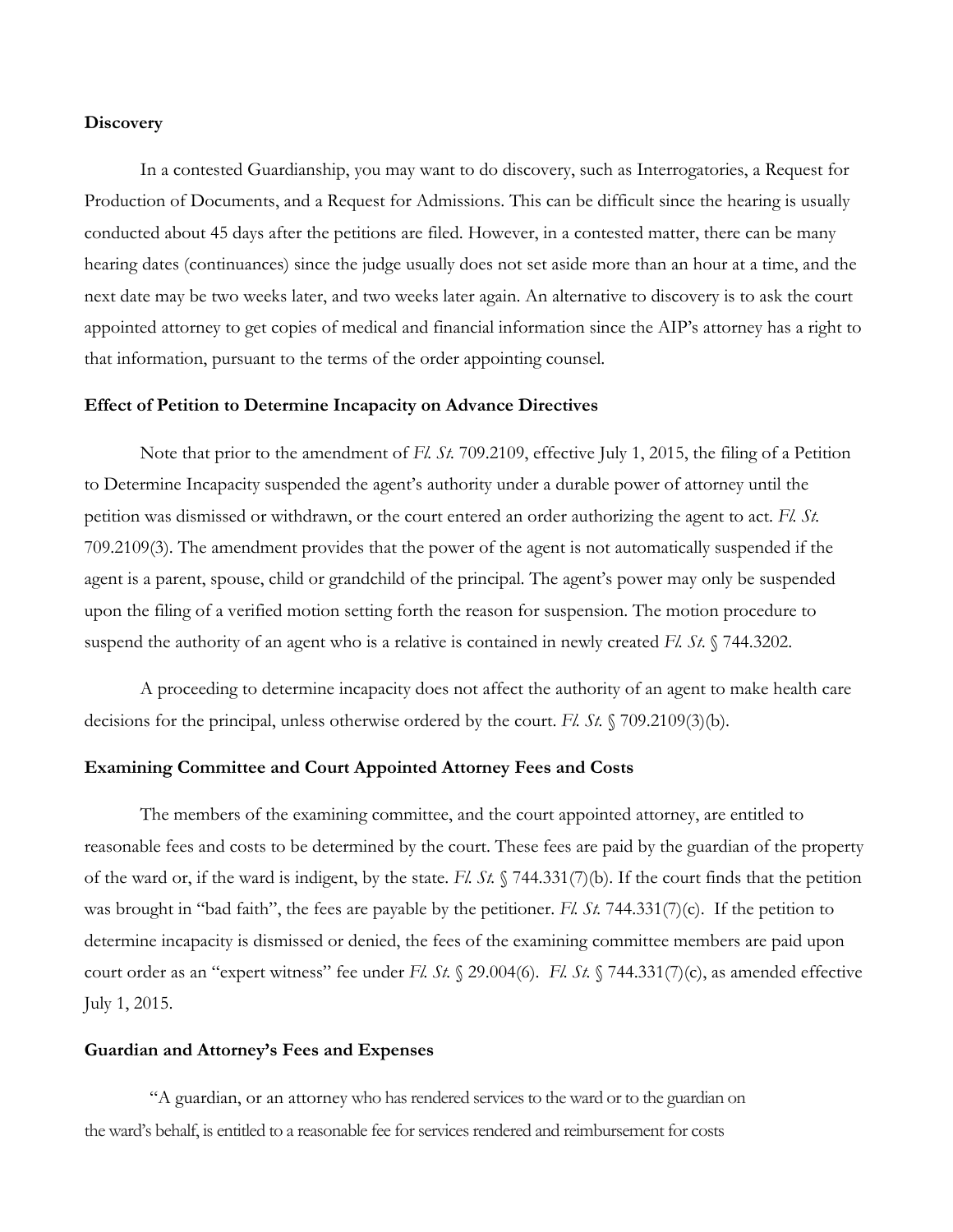**Discovery**

In a contested Guardianship, you may want to do discovery, such as Interrogatories, a Request for Production of Documents, and a Request for Admissions. This can be difficult since the hearing is usually conducted about 45 days after the petitions are filed. However, in a contested matter, there can be many hearing dates (continuances) since the judge usually does not set aside more than an hour at a time, and the next date may be two weeks later, and two weeks later again. An alternative to discovery is to ask the court appointed attorney to get copies of medical and financial information since the AIP's attorney has a right to that information, pursuant to the terms of the order appointing counsel.

**Effect of Petition to Determine Incapacity on Advance Directives**

Note that prior to the amendment of *Fl. St.* 709.2109, effective July 1, 2015, the filing of a Petition to Determine Incapacity suspended the agent's authority under a durable power of attorney until the petition was dismissed or withdrawn, or the court entered an order authorizing the agent to act. *Fl. St.* 709.2109(3). The amendment provides that the power of the agent is not automatically suspended if the agent is a parent, spouse, child or grandchild of the principal. The agent's power may only be suspended upon the filing of a verified motion setting forth the reason for suspension. The motion procedure to suspend the authority of an agent who is a relative is contained in newly created *Fl. St.* § 744.3202.

A proceeding to determine incapacity does not affect the authority of an agent to make health care decisions for the principal, unless otherwise ordered by the court. *Fl. St.* § 709.2109(3)(b).

**Examining Committee and Court Appointed Attorney Fees and Costs**

The members of the examining committee, and the court appointed attorney, are entitled to reasonable fees and costs to be determined by the court. These fees are paid by the guardian of the property of the ward or, if the ward is indigent, by the state. *Fl. St.* § 744.331(7)(b). If the court finds that the petition was brought in "bad faith", the fees are payable by the petitioner. *Fl. St.* 744.331(7)(c). If the petition to determine incapacity is dismissed or denied, the fees of the examining committee members are paid upon court order as an "expert witness" fee under *Fl. St.* § 29.004(6). *Fl. St.* § 744.331(7)(c), as amended effective July 1, 2015.

**Guardian and Attorney's Fees and Expenses**

"A guardian, or an attorney who has rendered services to the ward or to the guardian on the ward's behalf, is entitled to a reasonable fee for services rendered and reimbursement for costs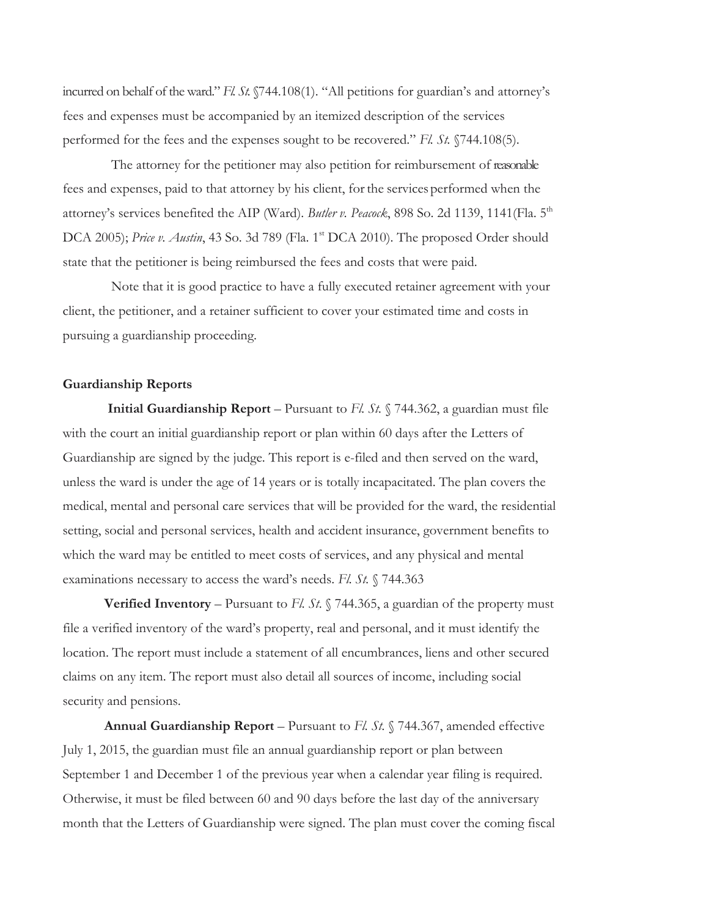incurred on behalf of the ward." *Fl. St.* §744.108(1). "All petitions for guardian's and attorney's fees and expenses must be accompanied by an itemized description of the services performed for the fees and the expenses sought to be recovered." *Fl. St.* §744.108(5).

The attorney for the petitioner may also petition for reimbursement of reasonable fees and expenses, paid to that attorney by his client, for the services performed when the attorney's services benefited the AIP (Ward). *Butler v. Peacock*, 898 So. 2d 1139, 1141(Fla. 5th DCA 2005); *Price v. Austin*, 43 So. 3d 789 (Fla. 1st DCA 2010). The proposed Order should state that the petitioner is being reimbursed the fees and costs that were paid.

Note that it is good practice to have a fully executed retainer agreement with your client, the petitioner, and a retainer sufficient to cover your estimated time and costs in pursuing a guardianship proceeding.

**Guardianship Reports**

**Initial Guardianship Report** – Pursuant to *Fl. St.* § 744.362, a guardian must file with the court an initial guardianship report or plan within 60 days after the Letters of Guardianship are signed by the judge. This report is e-filed and then served on the ward, unless the ward is under the age of 14 years or is totally incapacitated. The plan covers the medical, mental and personal care services that will be provided for the ward, the residential setting, social and personal services, health and accident insurance, government benefits to which the ward may be entitled to meet costs of services, and any physical and mental examinations necessary to access the ward's needs. *Fl. St.* § 744.363

**Verified Inventory** – Pursuant to *Fl. St.* § 744.365, a guardian of the property must file a verified inventory of the ward's property, real and personal, and it must identify the location. The report must include a statement of all encumbrances, liens and other secured claims on any item. The report must also detail all sources of income, including social security and pensions.

**Annual Guardianship Report** – Pursuant to *Fl. St.* § 744.367, amended effective July 1, 2015, the guardian must file an annual guardianship report or plan between September 1 and December 1 of the previous year when a calendar year filing is required. Otherwise, it must be filed between 60 and 90 days before the last day of the anniversary month that the Letters of Guardianship were signed. The plan must cover the coming fiscal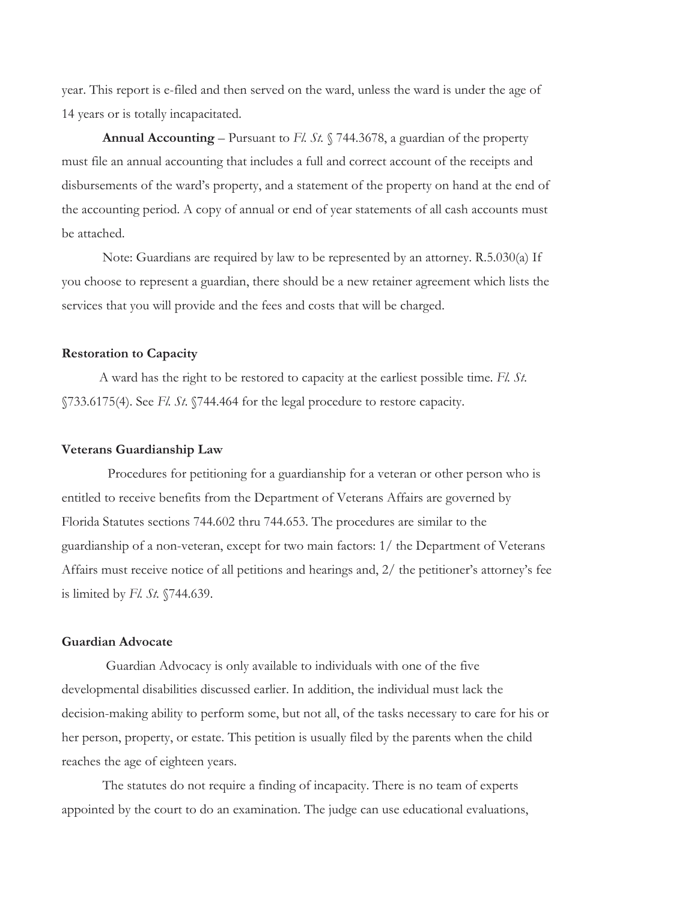year. This report is e-filed and then served on the ward, unless the ward is under the age of 14 years or is totally incapacitated.

**Annual Accounting** – Pursuant to *Fl. St.* § 744.3678, a guardian of the property must file an annual accounting that includes a full and correct account of the receipts and disbursements of the ward's property, and a statement of the property on hand at the end of the accounting period. A copy of annual or end of year statements of all cash accounts must be attached.

Note: Guardians are required by law to be represented by an attorney. R.5.030(a) If you choose to represent a guardian, there should be a new retainer agreement which lists the services that you will provide and the fees and costs that will be charged.

**Restoration to Capacity**

A ward has the right to be restored to capacity at the earliest possible time. *Fl. St.* §733.6175(4). See *Fl. St.* §744.464 for the legal procedure to restore capacity.

**Veterans Guardianship Law**

Procedures for petitioning for a guardianship for a veteran or other person who is entitled to receive benefits from the Department of Veterans Affairs are governed by Florida Statutes sections 744.602 thru 744.653. The procedures are similar to the guardianship of a non-veteran, except for two main factors: 1/ the Department of Veterans Affairs must receive notice of all petitions and hearings and, 2/ the petitioner's attorney's fee is limited by *Fl. St.* §744.639.

**Guardian Advocate**

Guardian Advocacy is only available to individuals with one of the five developmental disabilities discussed earlier. In addition, the individual must lack the decision-making ability to perform some, but not all, of the tasks necessary to care for his or her person, property, or estate. This petition is usually filed by the parents when the child reaches the age of eighteen years.

The statutes do not require a finding of incapacity. There is no team of experts appointed by the court to do an examination. The judge can use educational evaluations,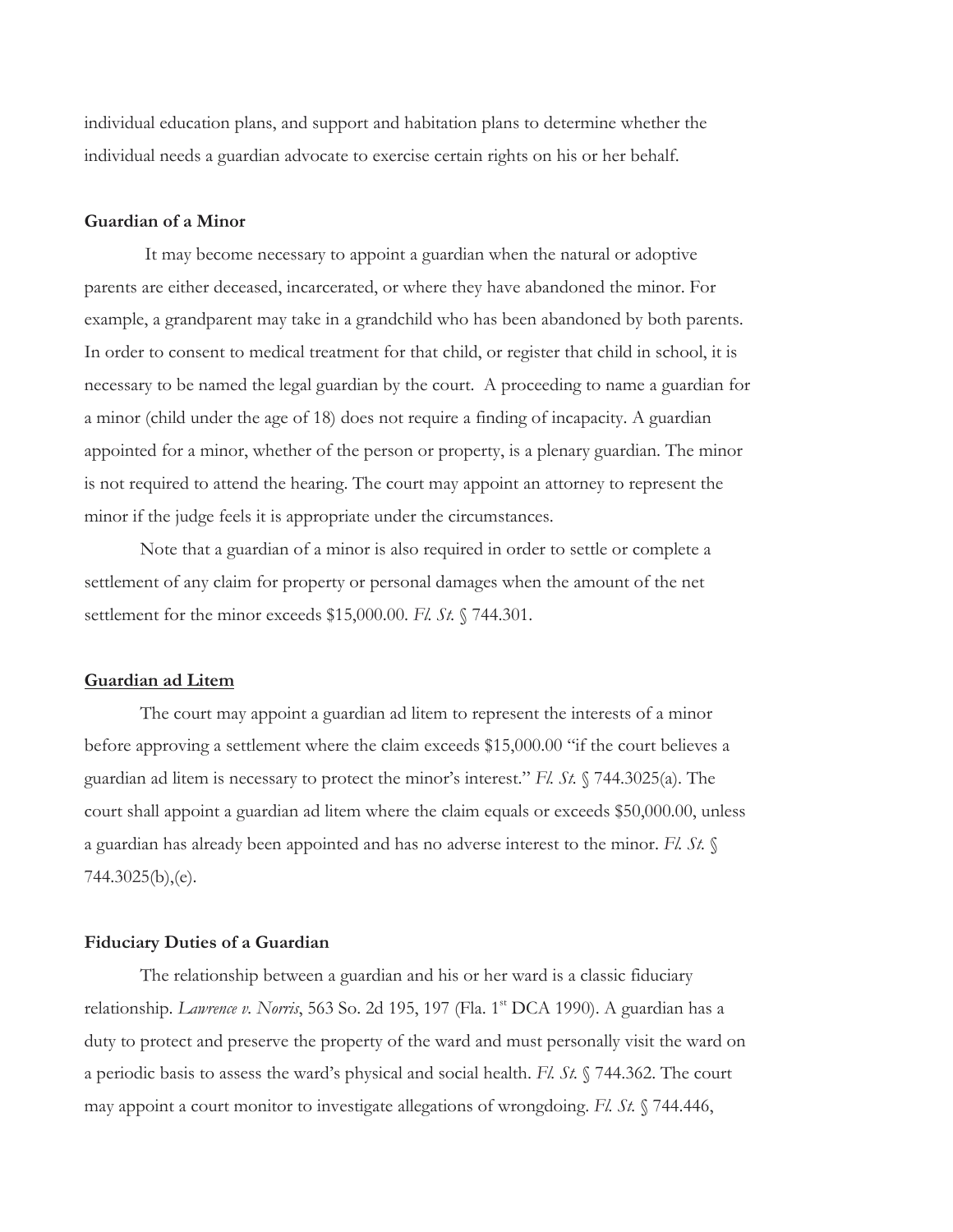individual education plans, and support and habitation plans to determine whether the individual needs a guardian advocate to exercise certain rights on his or her behalf.

**Guardian of a Minor**

It may become necessary to appoint a guardian when the natural or adoptive parents are either deceased, incarcerated, or where they have abandoned the minor. For example, a grandparent may take in a grandchild who has been abandoned by both parents. In order to consent to medical treatment for that child, or register that child in school, it is necessary to be named the legal guardian by the court. A proceeding to name a guardian for a minor (child under the age of 18) does not require a finding of incapacity. A guardian appointed for a minor, whether of the person or property, is a plenary guardian. The minor is not required to attend the hearing. The court may appoint an attorney to represent the minor if the judge feels it is appropriate under the circumstances.

Note that a guardian of a minor is also required in order to settle or complete a settlement of any claim for property or personal damages when the amount of the net settlement for the minor exceeds $15,000.00. *Fl. St.* § 744.301.

**Guardian ad Litem**

The court may appoint a guardian ad litem to represent the interests of a minor before approving a settlement where the claim exceeds $15,000.00 "if the court believes a guardian ad litem is necessary to protect the minor's interest." *Fl. St.* § 744.3025(a). The court shall appoint a guardian ad litem where the claim equals or exceeds $50,000.00, unless a guardian has already been appointed and has no adverse interest to the minor. *Fl. St.* § 744.3025(b),(e).

**Fiduciary Duties of a Guardian**

The relationship between a guardian and his or her ward is a classic fiduciary relationship. *Lawrence v. Norris*, 563 So. 2d 195, 197 (Fla. 1st DCA 1990). A guardian has a duty to protect and preserve the property of the ward and must personally visit the ward on a periodic basis to assess the ward's physical and social health. *Fl. St.* § 744.362. The court may appoint a court monitor to investigate allegations of wrongdoing. *Fl. St.* § 744.446,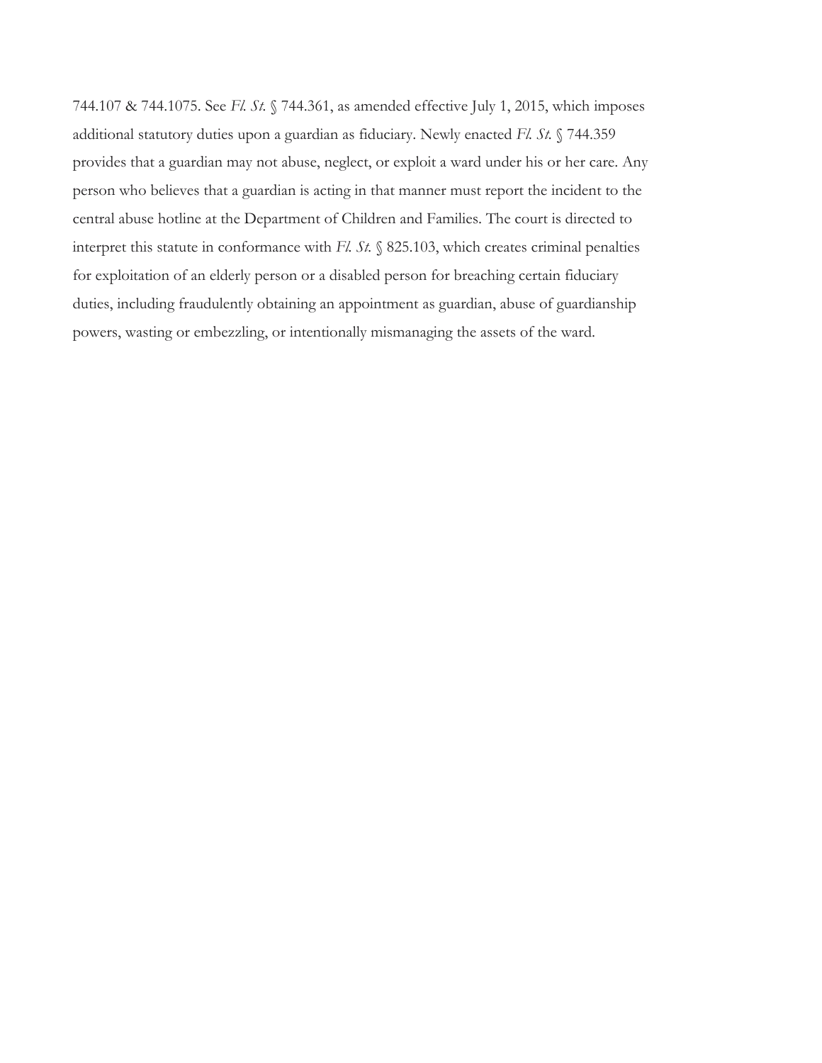744.107 & 744.1075. See *Fl. St.* § 744.361, as amended effective July 1, 2015, which imposes additional statutory duties upon a guardian as fiduciary. Newly enacted *Fl. St.* § 744.359 provides that a guardian may not abuse, neglect, or exploit a ward under his or her care. Any person who believes that a guardian is acting in that manner must report the incident to the central abuse hotline at the Department of Children and Families. The court is directed to interpret this statute in conformance with *Fl. St.* § 825.103, which creates criminal penalties for exploitation of an elderly person or a disabled person for breaching certain fiduciary duties, including fraudulently obtaining an appointment as guardian, abuse of guardianship powers, wasting or embezzling, or intentionally mismanaging the assets of the ward.